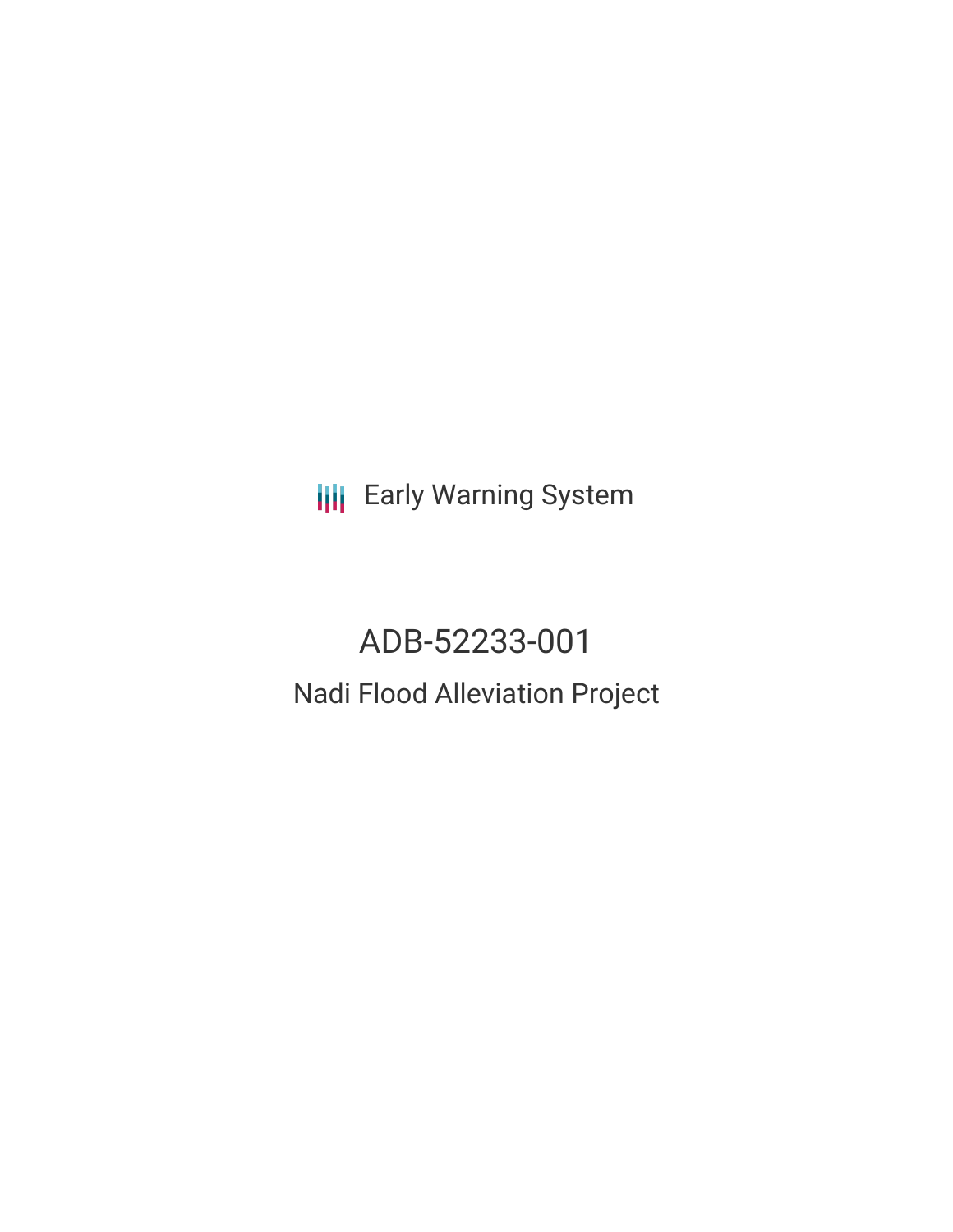Early Warning System

# ADB-52233-001

## Nadi Flood Alleviation Project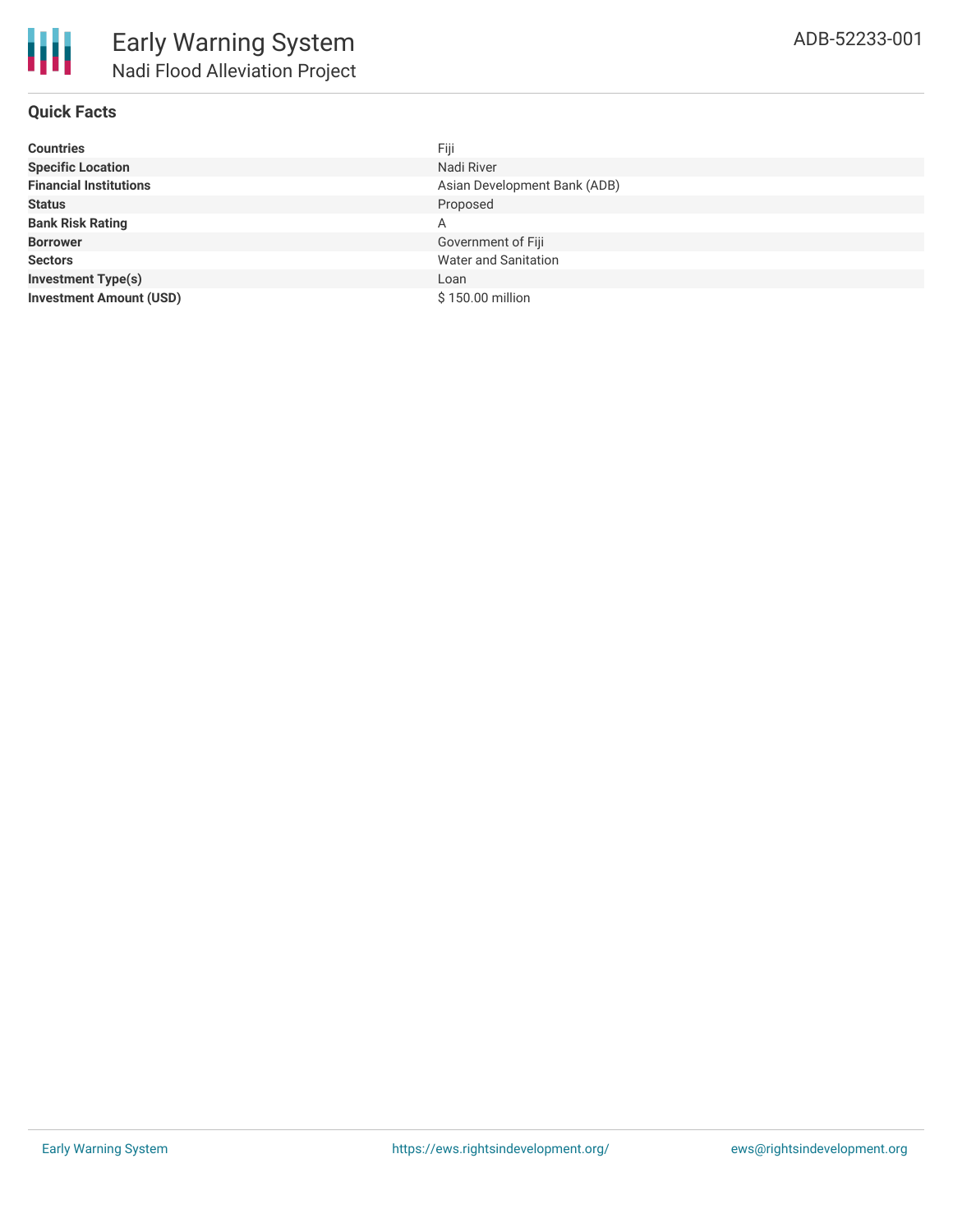# Early Warning System

## Nadi Flood Alleviation Project

ADB-52233-001

### Quick Facts

| | |
|---|---|
| **Countries** | Fiji |
| **Specific Location** | Nadi River |
| **Financial Institutions** | Asian Development Bank (ADB) |
| **Status** | Proposed |
| **Bank Risk Rating** | A |
| **Borrower** | Government of Fiji |
| **Sectors** | Water and Sanitation |
| **Investment Type(s)** | Loan |
| **Investment Amount (USD)** | $ 150.00 million |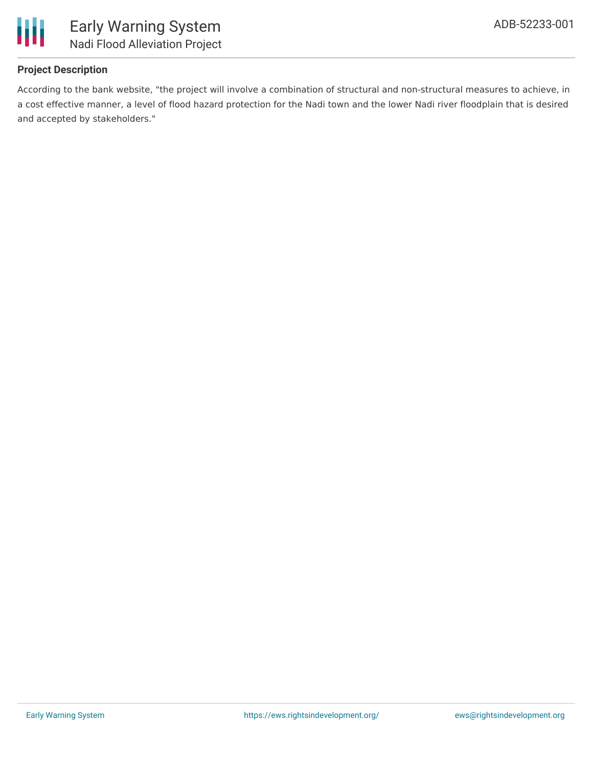### Project Description

According to the bank website, "the project will involve a combination of structural and non-structural measures to achieve, in a cost effective manner, a level of flood hazard protection for the Nadi town and the lower Nadi river floodplain that is desired and accepted by stakeholders."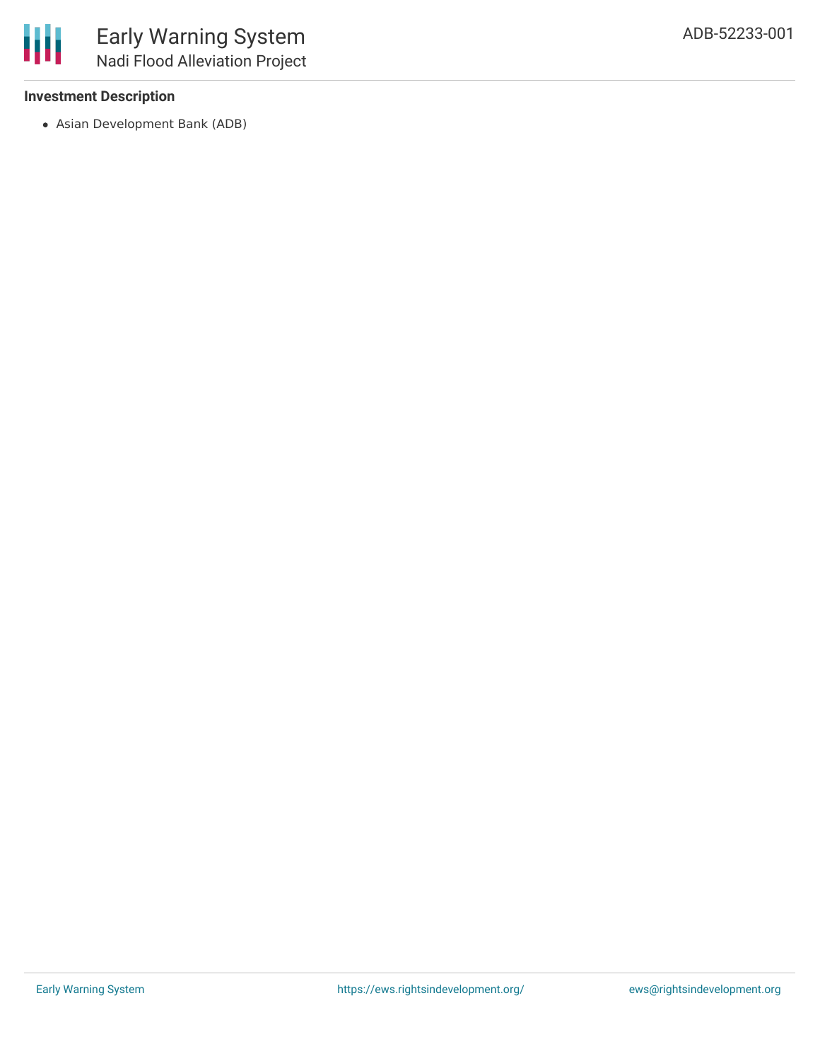**Investment Description**

- Asian Development Bank (ADB)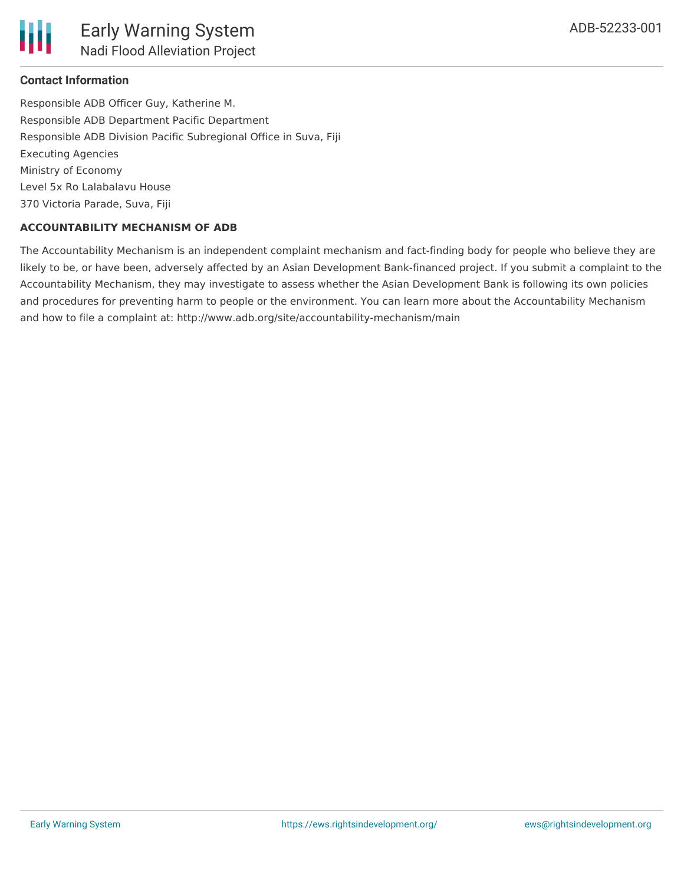## Contact Information

Responsible ADB Officer Guy, Katherine M.

Responsible ADB Department Pacific Department

Responsible ADB Division Pacific Subregional Office in Suva, Fiji

Executing Agencies

Ministry of Economy

Level 5x Ro Lalabalavu House

370 Victoria Parade, Suva, Fiji

**ACCOUNTABILITY MECHANISM OF ADB**

The Accountability Mechanism is an independent complaint mechanism and fact-finding body for people who believe they are likely to be, or have been, adversely affected by an Asian Development Bank-financed project. If you submit a complaint to the Accountability Mechanism, they may investigate to assess whether the Asian Development Bank is following its own policies and procedures for preventing harm to people or the environment. You can learn more about the Accountability Mechanism and how to file a complaint at: http://www.adb.org/site/accountability-mechanism/main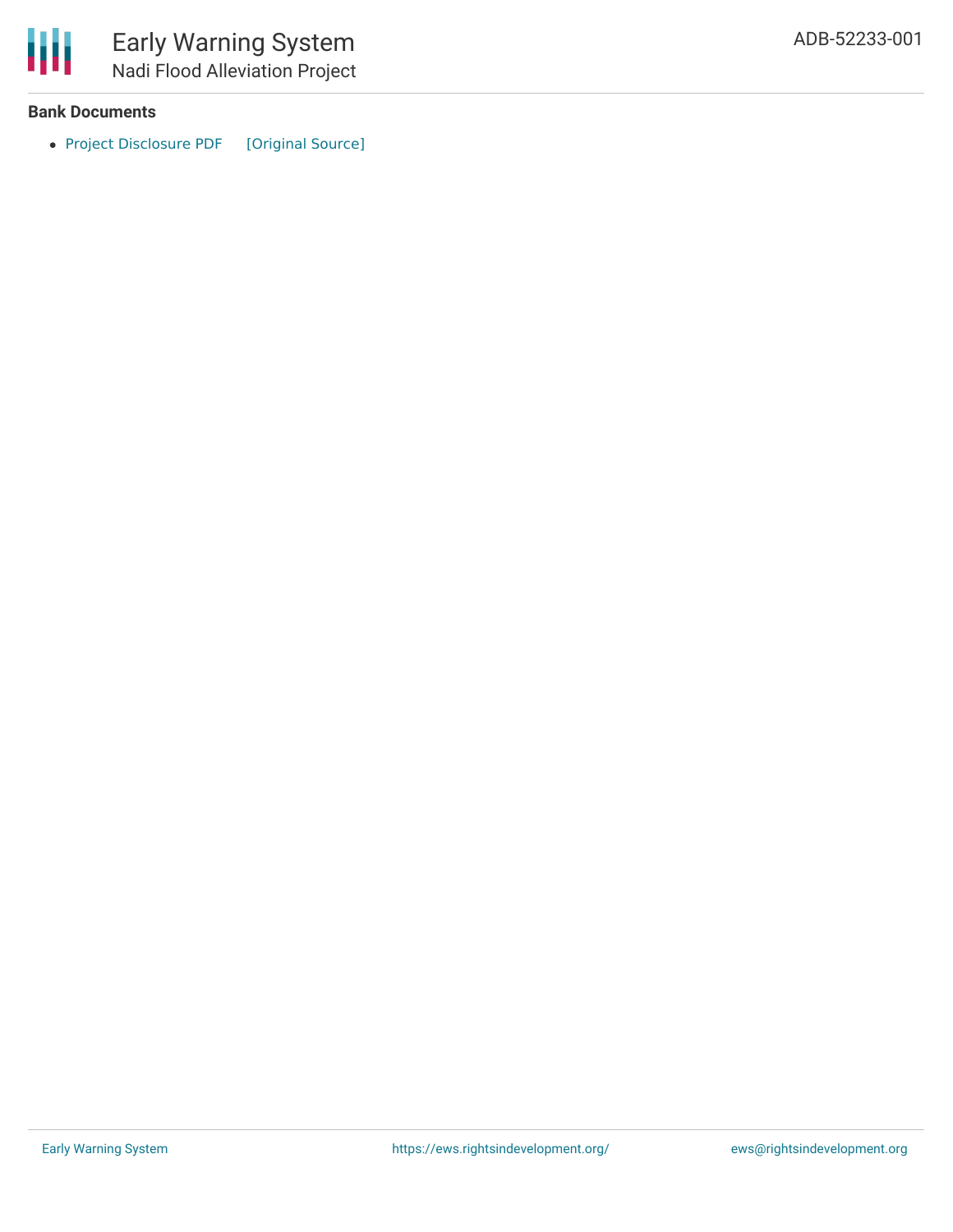## Bank Documents

- Project Disclosure PDF [Original Source]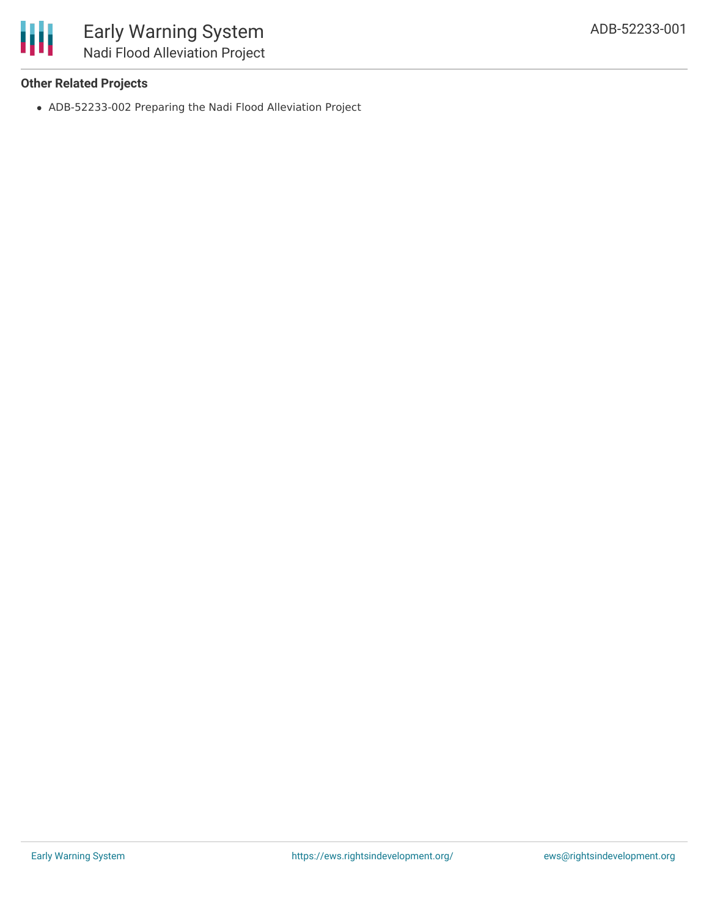**Other Related Projects**

- ADB-52233-002 Preparing the Nadi Flood Alleviation Project